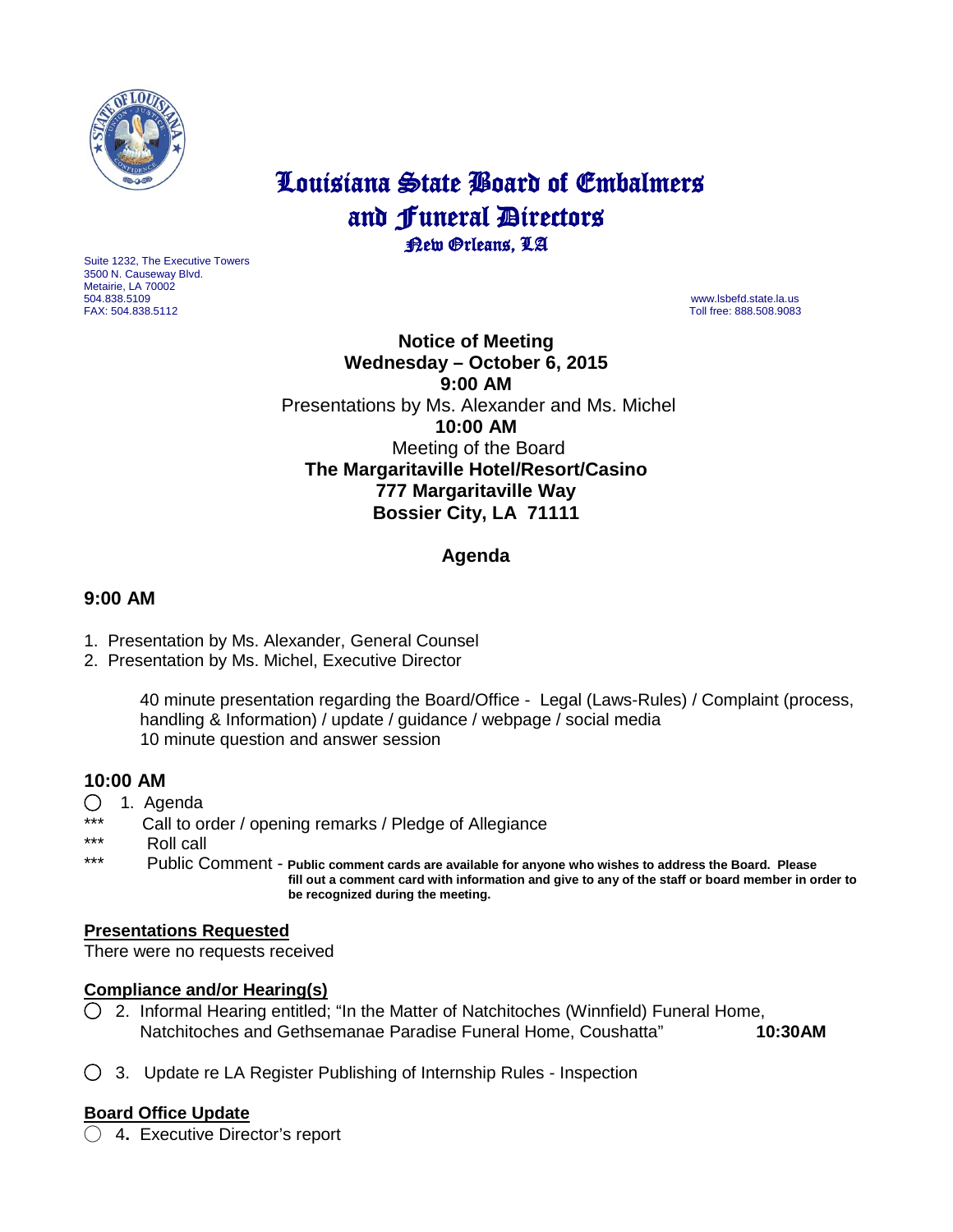# Louisiana State Board of Embalmers and Funeral Directors

New Orleans, LA

Suite 1232, The Executive Towers
3500 N. Causeway Blvd.
Metairie, LA 70002
504.838.5109
FAX: 504.838.5112

www.lsbefd.state.la.us
Toll free: 888.508.9083

**Notice of Meeting**
**Wednesday – October 6, 2015**
**9:00 AM**
Presentations by Ms. Alexander and Ms. Michel
**10:00 AM**
Meeting of the Board
**The Margaritaville Hotel/Resort/Casino**
**777 Margaritaville Way**
**Bossier City, LA 71111**

## Agenda

### 9:00 AM

1. Presentation by Ms. Alexander, General Counsel
2. Presentation by Ms. Michel, Executive Director

   40 minute presentation regarding the Board/Office - Legal (Laws-Rules) / Complaint (process, handling & Information) / update / guidance / webpage / social media
   10 minute question and answer session

### 10:00 AM

◯ 1. Agenda

*** Call to order / opening remarks / Pledge of Allegiance

*** Roll call

*** Public Comment - **Public comment cards are available for anyone who wishes to address the Board. Please fill out a comment card with information and give to any of the staff or board member in order to be recognized during the meeting.**

**Presentations Requested**

There were no requests received

**Compliance and/or Hearing(s)**

◯ 2. Informal Hearing entitled; "In the Matter of Natchitoches (Winnfield) Funeral Home, Natchitoches and Gethsemanae Paradise Funeral Home, Coushatta" **10:30AM**

◯ 3. Update re LA Register Publishing of Internship Rules - Inspection

**Board Office Update**

◯ 4**.** Executive Director's report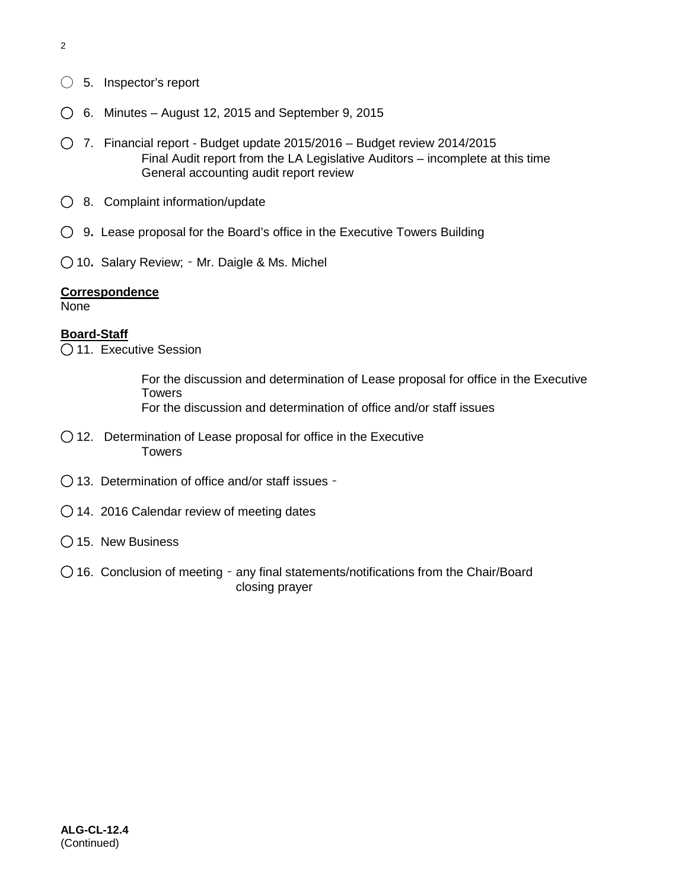◯ 5. Inspector's report

◯ 6. Minutes – August 12, 2015 and September 9, 2015

◯ 7. Financial report - Budget update 2015/2016 – Budget review 2014/2015
Final Audit report from the LA Legislative Auditors – incomplete at this time
General accounting audit report review

◯ 8. Complaint information/update

◯ 9**.** Lease proposal for the Board's office in the Executive Towers Building

◯ 10**.** Salary Review; ‐ Mr. Daigle & Ms. Michel

**Correspondence**

None

**Board-Staff**

◯ 11. Executive Session

For the discussion and determination of Lease proposal for office in the Executive Towers
For the discussion and determination of office and/or staff issues

◯ 12. Determination of Lease proposal for office in the Executive Towers

◯ 13. Determination of office and/or staff issues ‐

◯ 14. 2016 Calendar review of meeting dates

◯ 15. New Business

◯ 16. Conclusion of meeting ‐ any final statements/notifications from the Chair/Board
closing prayer

**ALG-CL-12.4**
(Continued)